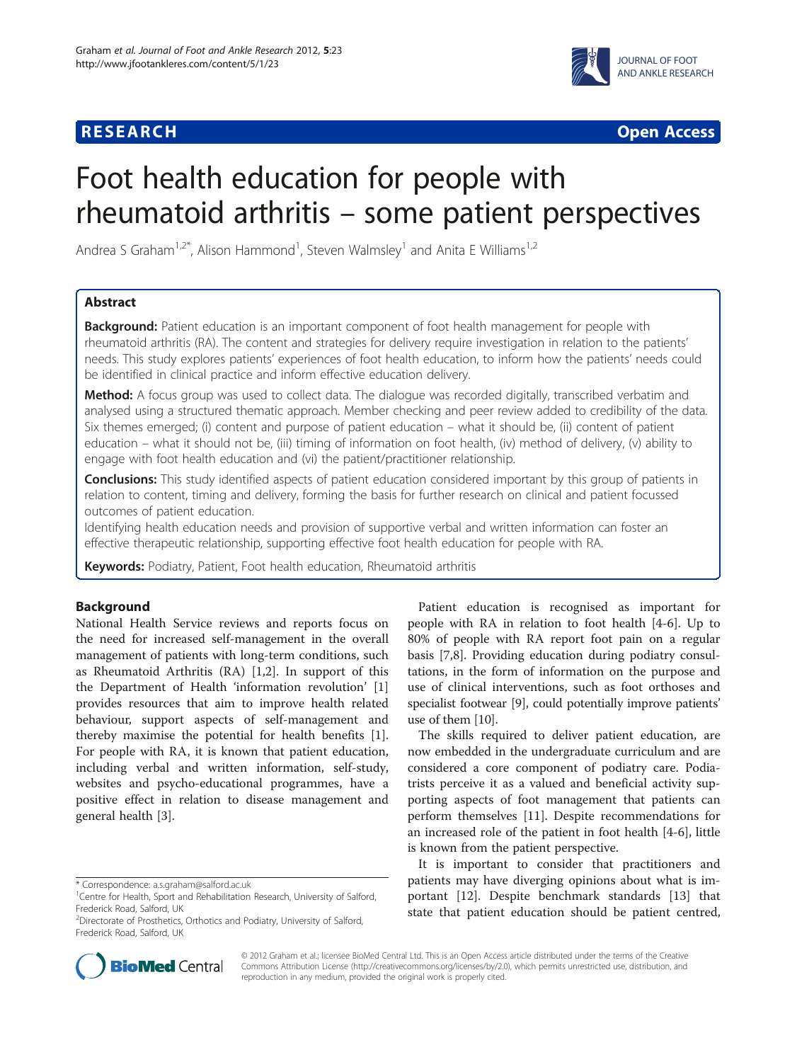**RESEARCH** **Open Access**

# Foot health education for people with rheumatoid arthritis – some patient perspectives

Andrea S Graham[1,2*], Alison Hammond[1], Steven Walmsley[1] and Anita E Williams[1,2]

## Abstract

**Background:** Patient education is an important component of foot health management for people with rheumatoid arthritis (RA). The content and strategies for delivery require investigation in relation to the patients' needs. This study explores patients' experiences of foot health education, to inform how the patients' needs could be identified in clinical practice and inform effective education delivery.

**Method:** A focus group was used to collect data. The dialogue was recorded digitally, transcribed verbatim and analysed using a structured thematic approach. Member checking and peer review added to credibility of the data. Six themes emerged; (i) content and purpose of patient education – what it should be, (ii) content of patient education – what it should not be, (iii) timing of information on foot health, (iv) method of delivery, (v) ability to engage with foot health education and (vi) the patient/practitioner relationship.

**Conclusions:** This study identified aspects of patient education considered important by this group of patients in relation to content, timing and delivery, forming the basis for further research on clinical and patient focussed outcomes of patient education.

Identifying health education needs and provision of supportive verbal and written information can foster an effective therapeutic relationship, supporting effective foot health education for people with RA.

**Keywords:** Podiatry, Patient, Foot health education, Rheumatoid arthritis

## Background

National Health Service reviews and reports focus on the need for increased self-management in the overall management of patients with long-term conditions, such as Rheumatoid Arthritis (RA) [1,2]. In support of this the Department of Health 'information revolution' [1] provides resources that aim to improve health related behaviour, support aspects of self-management and thereby maximise the potential for health benefits [1]. For people with RA, it is known that patient education, including verbal and written information, self-study, websites and psycho-educational programmes, have a positive effect in relation to disease management and general health [3].

Patient education is recognised as important for people with RA in relation to foot health [4-6]. Up to 80% of people with RA report foot pain on a regular basis [7,8]. Providing education during podiatry consultations, in the form of information on the purpose and use of clinical interventions, such as foot orthoses and specialist footwear [9], could potentially improve patients' use of them [10].

The skills required to deliver patient education, are now embedded in the undergraduate curriculum and are considered a core component of podiatry care. Podiatrists perceive it as a valued and beneficial activity supporting aspects of foot management that patients can perform themselves [11]. Despite recommendations for an increased role of the patient in foot health [4-6], little is known from the patient perspective.

It is important to consider that practitioners and patients may have diverging opinions about what is important [12]. Despite benchmark standards [13] that state that patient education should be patient centred,

\* Correspondence: a.s.graham@salford.ac.uk
[1]Centre for Health, Sport and Rehabilitation Research, University of Salford, Frederick Road, Salford, UK
[2]Directorate of Prosthetics, Orthotics and Podiatry, University of Salford, Frederick Road, Salford, UK

© 2012 Graham et al.; licensee BioMed Central Ltd. This is an Open Access article distributed under the terms of the Creative Commons Attribution License (http://creativecommons.org/licenses/by/2.0), which permits unrestricted use, distribution, and reproduction in any medium, provided the original work is properly cited.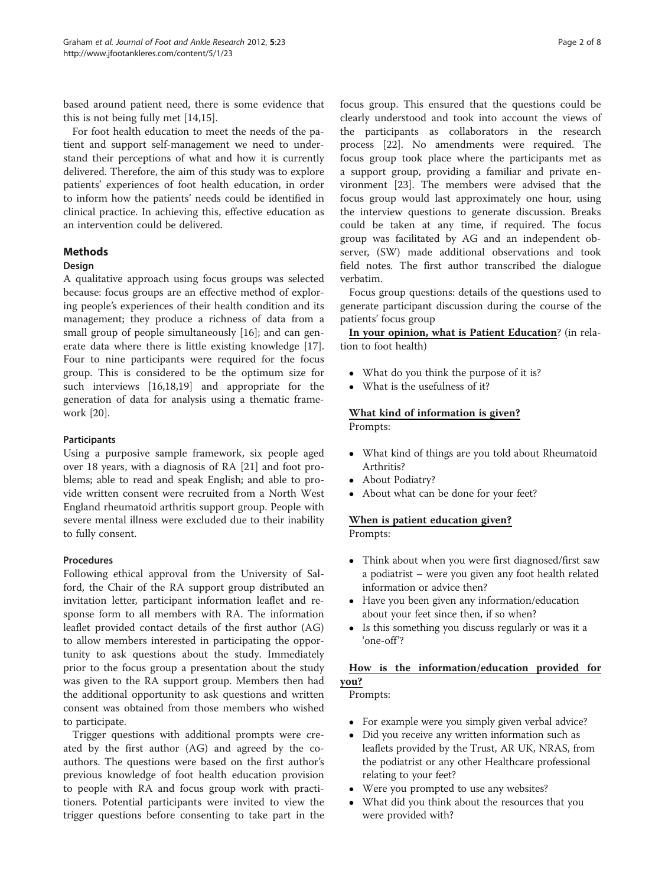based around patient need, there is some evidence that this is not being fully met [14,15].

For foot health education to meet the needs of the patient and support self-management we need to understand their perceptions of what and how it is currently delivered. Therefore, the aim of this study was to explore patients' experiences of foot health education, in order to inform how the patients' needs could be identified in clinical practice. In achieving this, effective education as an intervention could be delivered.

## Methods

### Design

A qualitative approach using focus groups was selected because: focus groups are an effective method of exploring people's experiences of their health condition and its management; they produce a richness of data from a small group of people simultaneously [16]; and can generate data where there is little existing knowledge [17]. Four to nine participants were required for the focus group. This is considered to be the optimum size for such interviews [16,18,19] and appropriate for the generation of data for analysis using a thematic framework [20].

#### Participants

Using a purposive sample framework, six people aged over 18 years, with a diagnosis of RA [21] and foot problems; able to read and speak English; and able to provide written consent were recruited from a North West England rheumatoid arthritis support group. People with severe mental illness were excluded due to their inability to fully consent.

#### Procedures

Following ethical approval from the University of Salford, the Chair of the RA support group distributed an invitation letter, participant information leaflet and response form to all members with RA. The information leaflet provided contact details of the first author (AG) to allow members interested in participating the opportunity to ask questions about the study. Immediately prior to the focus group a presentation about the study was given to the RA support group. Members then had the additional opportunity to ask questions and written consent was obtained from those members who wished to participate.

Trigger questions with additional prompts were created by the first author (AG) and agreed by the co-authors. The questions were based on the first author's previous knowledge of foot health education provision to people with RA and focus group work with practitioners. Potential participants were invited to view the trigger questions before consenting to take part in the focus group. This ensured that the questions could be clearly understood and took into account the views of the participants as collaborators in the research process [22]. No amendments were required. The focus group took place where the participants met as a support group, providing a familiar and private environment [23]. The members were advised that the focus group would last approximately one hour, using the interview questions to generate discussion. Breaks could be taken at any time, if required. The focus group was facilitated by AG and an independent observer, (SW) made additional observations and took field notes. The first author transcribed the dialogue verbatim.

Focus group questions: details of the questions used to generate participant discussion during the course of the patients' focus group

**In your opinion, what is Patient Education**? (in relation to foot health)

- What do you think the purpose of it is?
- What is the usefulness of it?

**What kind of information is given?**

Prompts:

- What kind of things are you told about Rheumatoid Arthritis?
- About Podiatry?
- About what can be done for your feet?

**When is patient education given?**

Prompts:

- Think about when you were first diagnosed/first saw a podiatrist – were you given any foot health related information or advice then?
- Have you been given any information/education about your feet since then, if so when?
- Is this something you discuss regularly or was it a 'one-off'?

**How is the information/education provided for you?**

Prompts:

- For example were you simply given verbal advice?
- Did you receive any written information such as leaflets provided by the Trust, AR UK, NRAS, from the podiatrist or any other Healthcare professional relating to your feet?
- Were you prompted to use any websites?
- What did you think about the resources that you were provided with?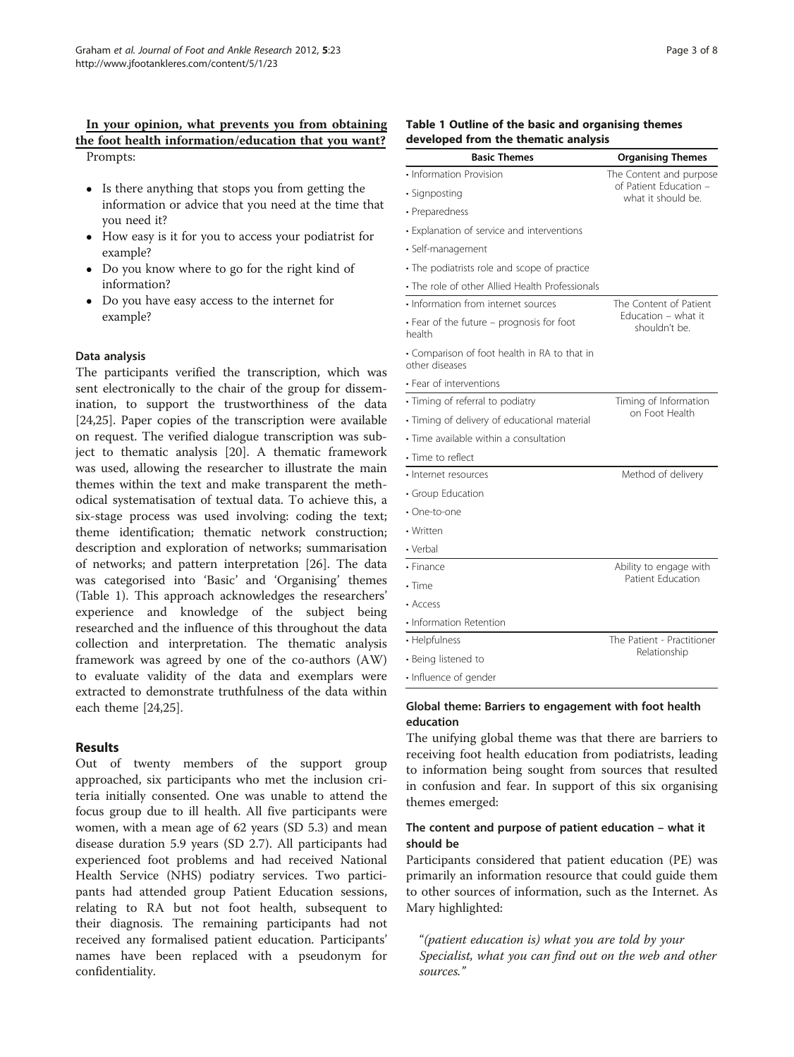<u>**In your opinion, what prevents you from obtaining the foot health information/education that you want?**</u>

Prompts:

- Is there anything that stops you from getting the information or advice that you need at the time that you need it?
- How easy is it for you to access your podiatrist for example?
- Do you know where to go for the right kind of information?
- Do you have easy access to the internet for example?

#### Data analysis

The participants verified the transcription, which was sent electronically to the chair of the group for dissemination, to support the trustworthiness of the data [24,25]. Paper copies of the transcription were available on request. The verified dialogue transcription was subject to thematic analysis [20]. A thematic framework was used, allowing the researcher to illustrate the main themes within the text and make transparent the methodical systematisation of textual data. To achieve this, a six-stage process was used involving: coding the text; theme identification; thematic network construction; description and exploration of networks; summarisation of networks; and pattern interpretation [26]. The data was categorised into 'Basic' and 'Organising' themes (Table 1). This approach acknowledges the researchers' experience and knowledge of the subject being researched and the influence of this throughout the data collection and interpretation. The thematic analysis framework was agreed by one of the co-authors (AW) to evaluate validity of the data and exemplars were extracted to demonstrate truthfulness of the data within each theme [24,25].

## Results

Out of twenty members of the support group approached, six participants who met the inclusion criteria initially consented. One was unable to attend the focus group due to ill health. All five participants were women, with a mean age of 62 years (SD 5.3) and mean disease duration 5.9 years (SD 2.7). All participants had experienced foot problems and had received National Health Service (NHS) podiatry services. Two participants had attended group Patient Education sessions, relating to RA but not foot health, subsequent to their diagnosis. The remaining participants had not received any formalised patient education. Participants' names have been replaced with a pseudonym for confidentiality.

**Table 1 Outline of the basic and organising themes developed from the thematic analysis**

| Basic Themes | Organising Themes |
|---|---|
| • Information Provision | The Content and purpose of Patient Education – what it should be. |
| • Signposting | |
| • Preparedness | |
| • Explanation of service and interventions | |
| • Self-management | |
| • The podiatrists role and scope of practice | |
| • The role of other Allied Health Professionals | |
| • Information from internet sources | The Content of Patient Education – what it shouldn't be. |
| • Fear of the future – prognosis for foot health | |
| • Comparison of foot health in RA to that in other diseases | |
| • Fear of interventions | |
| • Timing of referral to podiatry | Timing of Information on Foot Health |
| • Timing of delivery of educational material | |
| • Time available within a consultation | |
| • Time to reflect | |
| • Internet resources | Method of delivery |
| • Group Education | |
| • One-to-one | |
| • Written | |
| • Verbal | |
| • Finance | Ability to engage with Patient Education |
| • Time | |
| • Access | |
| • Information Retention | |
| • Helpfulness | The Patient - Practitioner Relationship |
| • Being listened to | |
| • Influence of gender | |

### Global theme: Barriers to engagement with foot health education

The unifying global theme was that there are barriers to receiving foot health education from podiatrists, leading to information being sought from sources that resulted in confusion and fear. In support of this six organising themes emerged:

### The content and purpose of patient education – what it should be

Participants considered that patient education (PE) was primarily an information resource that could guide them to other sources of information, such as the Internet. As Mary highlighted:

> *"(patient education is) what you are told by your Specialist, what you can find out on the web and other sources."*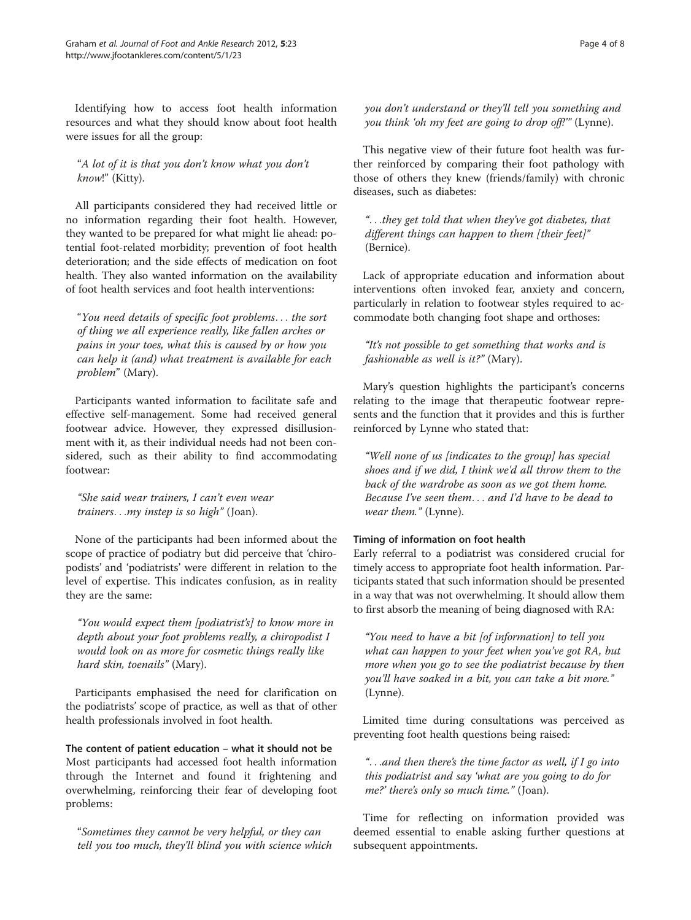Identifying how to access foot health information resources and what they should know about foot health were issues for all the group:

> "*A lot of it is that you don't know what you don't know*!" (Kitty).

All participants considered they had received little or no information regarding their foot health. However, they wanted to be prepared for what might lie ahead: potential foot-related morbidity; prevention of foot health deterioration; and the side effects of medication on foot health. They also wanted information on the availability of foot health services and foot health interventions:

> "*You need details of specific foot problems... the sort of thing we all experience really, like fallen arches or pains in your toes, what this is caused by or how you can help it (and) what treatment is available for each problem*" (Mary).

Participants wanted information to facilitate safe and effective self-management. Some had received general footwear advice. However, they expressed disillusionment with it, as their individual needs had not been considered, such as their ability to find accommodating footwear:

> *"She said wear trainers, I can't even wear trainers...my instep is so high"* (Joan).

None of the participants had been informed about the scope of practice of podiatry but did perceive that 'chiropodists' and 'podiatrists' were different in relation to the level of expertise. This indicates confusion, as in reality they are the same:

> *"You would expect them [podiatrist's] to know more in depth about your foot problems really, a chiropodist I would look on as more for cosmetic things really like hard skin, toenails"* (Mary).

Participants emphasised the need for clarification on the podiatrists' scope of practice, as well as that of other health professionals involved in foot health.

### The content of patient education – what it should not be

Most participants had accessed foot health information through the Internet and found it frightening and overwhelming, reinforcing their fear of developing foot problems:

> "*Sometimes they cannot be very helpful, or they can tell you too much, they'll blind you with science which you don't understand or they'll tell you something and you think 'oh my feet are going to drop off!'*" (Lynne).

This negative view of their future foot health was further reinforced by comparing their foot pathology with those of others they knew (friends/family) with chronic diseases, such as diabetes:

> *"...they get told that when they've got diabetes, that different things can happen to them [their feet]"* (Bernice).

Lack of appropriate education and information about interventions often invoked fear, anxiety and concern, particularly in relation to footwear styles required to accommodate both changing foot shape and orthoses:

> *"It's not possible to get something that works and is fashionable as well is it?"* (Mary).

Mary's question highlights the participant's concerns relating to the image that therapeutic footwear represents and the function that it provides and this is further reinforced by Lynne who stated that:

> *"Well none of us [indicates to the group] has special shoes and if we did, I think we'd all throw them to the back of the wardrobe as soon as we got them home. Because I've seen them... and I'd have to be dead to wear them."* (Lynne).

### Timing of information on foot health

Early referral to a podiatrist was considered crucial for timely access to appropriate foot health information. Participants stated that such information should be presented in a way that was not overwhelming. It should allow them to first absorb the meaning of being diagnosed with RA:

> *"You need to have a bit [of information] to tell you what can happen to your feet when you've got RA, but more when you go to see the podiatrist because by then you'll have soaked in a bit, you can take a bit more."* (Lynne).

Limited time during consultations was perceived as preventing foot health questions being raised:

> *"...and then there's the time factor as well, if I go into this podiatrist and say 'what are you going to do for me?' there's only so much time."* (Joan).

Time for reflecting on information provided was deemed essential to enable asking further questions at subsequent appointments.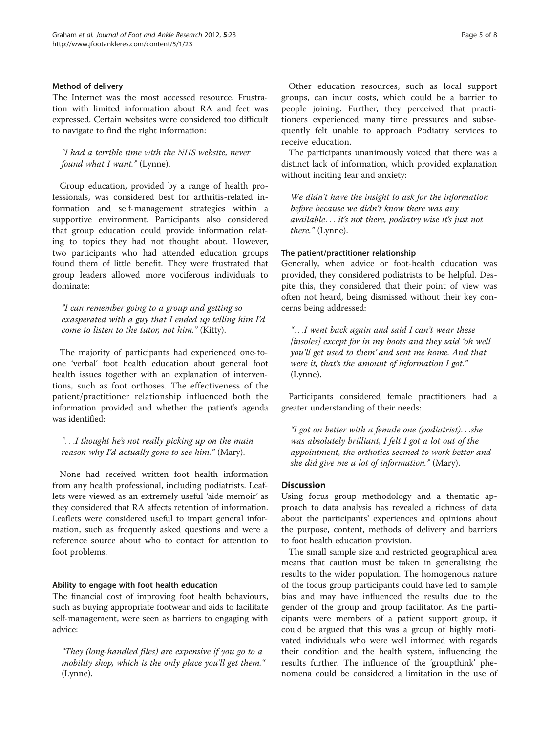### Method of delivery

The Internet was the most accessed resource. Frustration with limited information about RA and feet was expressed. Certain websites were considered too difficult to navigate to find the right information:

> *"I had a terrible time with the NHS website, never found what I want."* (Lynne).

Group education, provided by a range of health professionals, was considered best for arthritis-related information and self-management strategies within a supportive environment. Participants also considered that group education could provide information relating to topics they had not thought about. However, two participants who had attended education groups found them of little benefit. They were frustrated that group leaders allowed more vociferous individuals to dominate:

> *"I can remember going to a group and getting so exasperated with a guy that I ended up telling him I'd come to listen to the tutor, not him."* (Kitty).

The majority of participants had experienced one-to-one 'verbal' foot health education about general foot health issues together with an explanation of interventions, such as foot orthoses. The effectiveness of the patient/practitioner relationship influenced both the information provided and whether the patient's agenda was identified:

> *"…I thought he's not really picking up on the main reason why I'd actually gone to see him."* (Mary).

None had received written foot health information from any health professional, including podiatrists. Leaflets were viewed as an extremely useful 'aide memoir' as they considered that RA affects retention of information. Leaflets were considered useful to impart general information, such as frequently asked questions and were a reference source about who to contact for attention to foot problems.

### Ability to engage with foot health education

The financial cost of improving foot health behaviours, such as buying appropriate footwear and aids to facilitate self-management, were seen as barriers to engaging with advice:

> *"They (long-handled files) are expensive if you go to a mobility shop, which is the only place you'll get them."* (Lynne).

Other education resources, such as local support groups, can incur costs, which could be a barrier to people joining. Further, they perceived that practitioners experienced many time pressures and subsequently felt unable to approach Podiatry services to receive education.

The participants unanimously voiced that there was a distinct lack of information, which provided explanation without inciting fear and anxiety:

> *We didn't have the insight to ask for the information before because we didn't know there was any available… it's not there, podiatry wise it's just not there."* (Lynne).

### The patient/practitioner relationship

Generally, when advice or foot-health education was provided, they considered podiatrists to be helpful. Despite this, they considered that their point of view was often not heard, being dismissed without their key concerns being addressed:

> *"…I went back again and said I can't wear these [insoles] except for in my boots and they said 'oh well you'll get used to them' and sent me home. And that were it, that's the amount of information I got."* (Lynne).

Participants considered female practitioners had a greater understanding of their needs:

> *"I got on better with a female one (podiatrist)…she was absolutely brilliant, I felt I got a lot out of the appointment, the orthotics seemed to work better and she did give me a lot of information."* (Mary).

## Discussion

Using focus group methodology and a thematic approach to data analysis has revealed a richness of data about the participants' experiences and opinions about the purpose, content, methods of delivery and barriers to foot health education provision.

The small sample size and restricted geographical area means that caution must be taken in generalising the results to the wider population. The homogenous nature of the focus group participants could have led to sample bias and may have influenced the results due to the gender of the group and group facilitator. As the participants were members of a patient support group, it could be argued that this was a group of highly motivated individuals who were well informed with regards their condition and the health system, influencing the results further. The influence of the 'groupthink' phenomena could be considered a limitation in the use of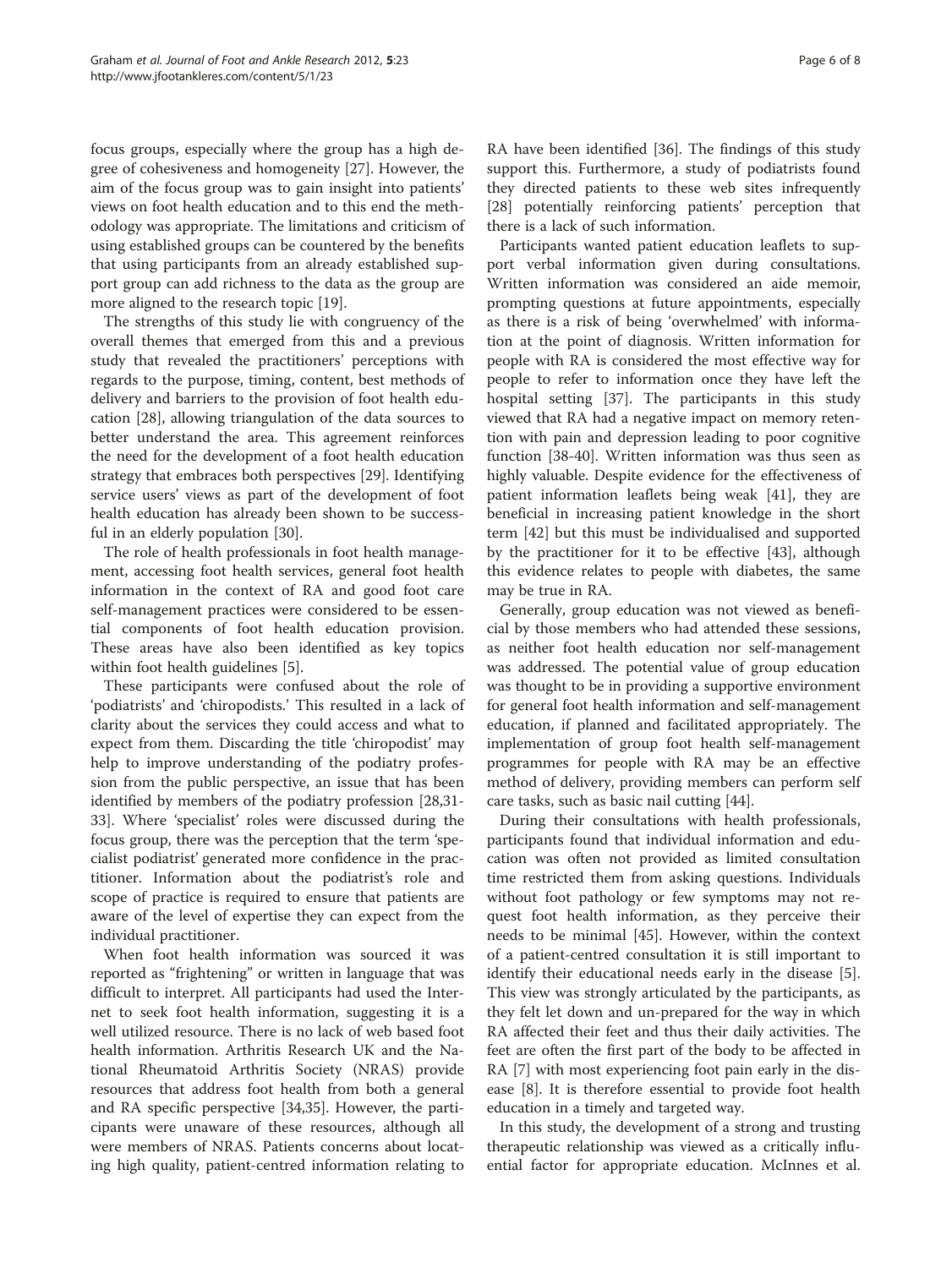focus groups, especially where the group has a high degree of cohesiveness and homogeneity [27]. However, the aim of the focus group was to gain insight into patients' views on foot health education and to this end the methodology was appropriate. The limitations and criticism of using established groups can be countered by the benefits that using participants from an already established support group can add richness to the data as the group are more aligned to the research topic [19].

The strengths of this study lie with congruency of the overall themes that emerged from this and a previous study that revealed the practitioners' perceptions with regards to the purpose, timing, content, best methods of delivery and barriers to the provision of foot health education [28], allowing triangulation of the data sources to better understand the area. This agreement reinforces the need for the development of a foot health education strategy that embraces both perspectives [29]. Identifying service users' views as part of the development of foot health education has already been shown to be successful in an elderly population [30].

The role of health professionals in foot health management, accessing foot health services, general foot health information in the context of RA and good foot care self-management practices were considered to be essential components of foot health education provision. These areas have also been identified as key topics within foot health guidelines [5].

These participants were confused about the role of 'podiatrists' and 'chiropodists.' This resulted in a lack of clarity about the services they could access and what to expect from them. Discarding the title 'chiropodist' may help to improve understanding of the podiatry profession from the public perspective, an issue that has been identified by members of the podiatry profession [28,31-33]. Where 'specialist' roles were discussed during the focus group, there was the perception that the term 'specialist podiatrist' generated more confidence in the practitioner. Information about the podiatrist's role and scope of practice is required to ensure that patients are aware of the level of expertise they can expect from the individual practitioner.

When foot health information was sourced it was reported as "frightening" or written in language that was difficult to interpret. All participants had used the Internet to seek foot health information, suggesting it is a well utilized resource. There is no lack of web based foot health information. Arthritis Research UK and the National Rheumatoid Arthritis Society (NRAS) provide resources that address foot health from both a general and RA specific perspective [34,35]. However, the participants were unaware of these resources, although all were members of NRAS. Patients concerns about locating high quality, patient-centred information relating to RA have been identified [36]. The findings of this study support this. Furthermore, a study of podiatrists found they directed patients to these web sites infrequently [28] potentially reinforcing patients' perception that there is a lack of such information.

Participants wanted patient education leaflets to support verbal information given during consultations. Written information was considered an aide memoir, prompting questions at future appointments, especially as there is a risk of being 'overwhelmed' with information at the point of diagnosis. Written information for people with RA is considered the most effective way for people to refer to information once they have left the hospital setting [37]. The participants in this study viewed that RA had a negative impact on memory retention with pain and depression leading to poor cognitive function [38-40]. Written information was thus seen as highly valuable. Despite evidence for the effectiveness of patient information leaflets being weak [41], they are beneficial in increasing patient knowledge in the short term [42] but this must be individualised and supported by the practitioner for it to be effective [43], although this evidence relates to people with diabetes, the same may be true in RA.

Generally, group education was not viewed as beneficial by those members who had attended these sessions, as neither foot health education nor self-management was addressed. The potential value of group education was thought to be in providing a supportive environment for general foot health information and self-management education, if planned and facilitated appropriately. The implementation of group foot health self-management programmes for people with RA may be an effective method of delivery, providing members can perform self care tasks, such as basic nail cutting [44].

During their consultations with health professionals, participants found that individual information and education was often not provided as limited consultation time restricted them from asking questions. Individuals without foot pathology or few symptoms may not request foot health information, as they perceive their needs to be minimal [45]. However, within the context of a patient-centred consultation it is still important to identify their educational needs early in the disease [5]. This view was strongly articulated by the participants, as they felt let down and un-prepared for the way in which RA affected their feet and thus their daily activities. The feet are often the first part of the body to be affected in RA [7] with most experiencing foot pain early in the disease [8]. It is therefore essential to provide foot health education in a timely and targeted way.

In this study, the development of a strong and trusting therapeutic relationship was viewed as a critically influential factor for appropriate education. McInnes et al.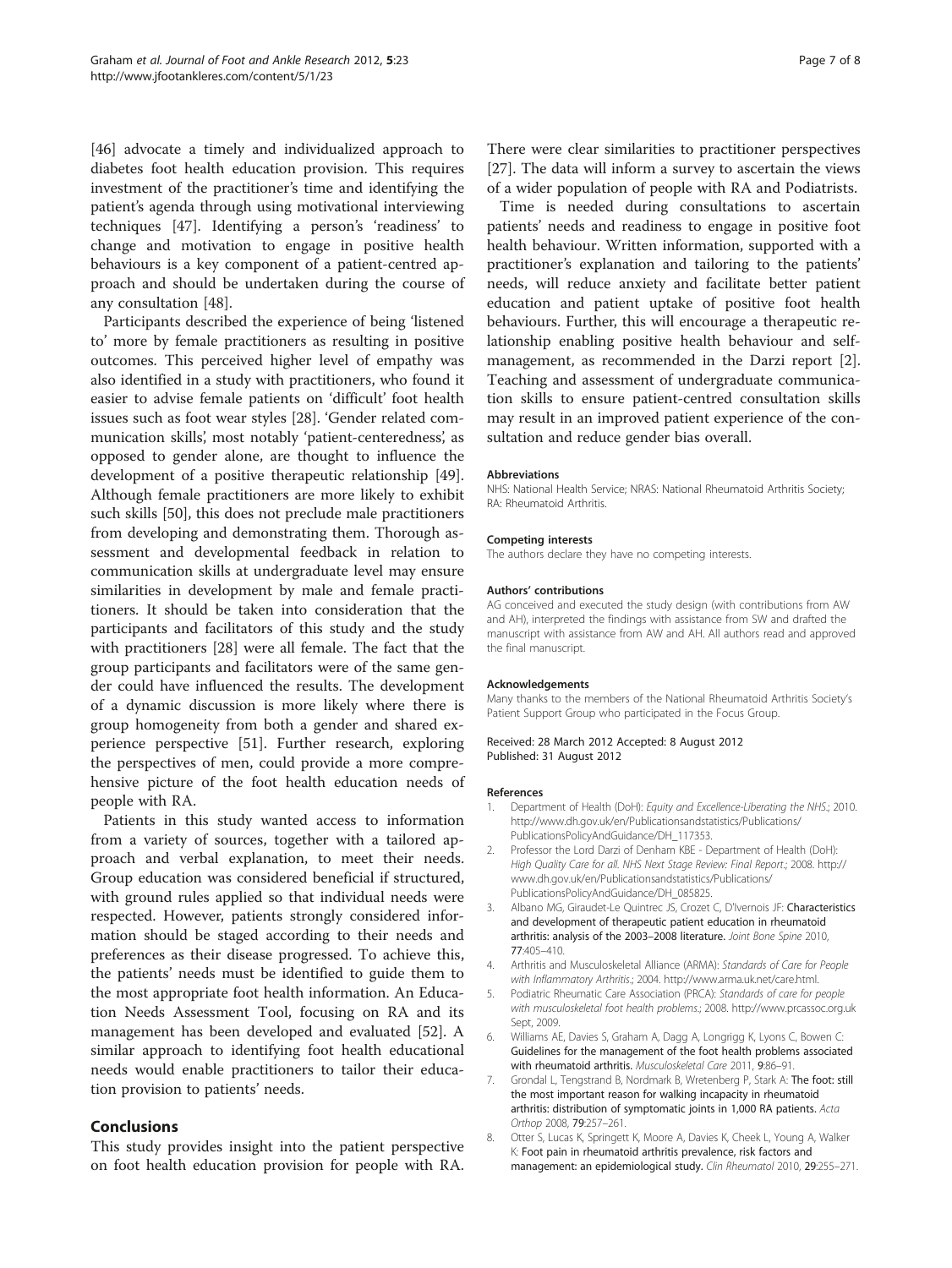[46] advocate a timely and individualized approach to diabetes foot health education provision. This requires investment of the practitioner's time and identifying the patient's agenda through using motivational interviewing techniques [47]. Identifying a person's 'readiness' to change and motivation to engage in positive health behaviours is a key component of a patient-centred approach and should be undertaken during the course of any consultation [48].

Participants described the experience of being 'listened to' more by female practitioners as resulting in positive outcomes. This perceived higher level of empathy was also identified in a study with practitioners, who found it easier to advise female patients on 'difficult' foot health issues such as foot wear styles [28]. 'Gender related communication skills', most notably 'patient-centeredness', as opposed to gender alone, are thought to influence the development of a positive therapeutic relationship [49]. Although female practitioners are more likely to exhibit such skills [50], this does not preclude male practitioners from developing and demonstrating them. Thorough assessment and developmental feedback in relation to communication skills at undergraduate level may ensure similarities in development by male and female practitioners. It should be taken into consideration that the participants and facilitators of this study and the study with practitioners [28] were all female. The fact that the group participants and facilitators were of the same gender could have influenced the results. The development of a dynamic discussion is more likely where there is group homogeneity from both a gender and shared experience perspective [51]. Further research, exploring the perspectives of men, could provide a more comprehensive picture of the foot health education needs of people with RA.

Patients in this study wanted access to information from a variety of sources, together with a tailored approach and verbal explanation, to meet their needs. Group education was considered beneficial if structured, with ground rules applied so that individual needs were respected. However, patients strongly considered information should be staged according to their needs and preferences as their disease progressed. To achieve this, the patients' needs must be identified to guide them to the most appropriate foot health information. An Education Needs Assessment Tool, focusing on RA and its management has been developed and evaluated [52]. A similar approach to identifying foot health educational needs would enable practitioners to tailor their education provision to patients' needs.

## Conclusions

This study provides insight into the patient perspective on foot health education provision for people with RA. There were clear similarities to practitioner perspectives [27]. The data will inform a survey to ascertain the views of a wider population of people with RA and Podiatrists.

Time is needed during consultations to ascertain patients' needs and readiness to engage in positive foot health behaviour. Written information, supported with a practitioner's explanation and tailoring to the patients' needs, will reduce anxiety and facilitate better patient education and patient uptake of positive foot health behaviours. Further, this will encourage a therapeutic relationship enabling positive health behaviour and self-management, as recommended in the Darzi report [2]. Teaching and assessment of undergraduate communication skills to ensure patient-centred consultation skills may result in an improved patient experience of the consultation and reduce gender bias overall.

#### Abbreviations

NHS: National Health Service; NRAS: National Rheumatoid Arthritis Society; RA: Rheumatoid Arthritis.

#### Competing interests

The authors declare they have no competing interests.

#### Authors' contributions

AG conceived and executed the study design (with contributions from AW and AH), interpreted the findings with assistance from SW and drafted the manuscript with assistance from AW and AH. All authors read and approved the final manuscript.

#### Acknowledgements

Many thanks to the members of the National Rheumatoid Arthritis Society's Patient Support Group who participated in the Focus Group.

Received: 28 March 2012 Accepted: 8 August 2012
Published: 31 August 2012

#### References

1. Department of Health (DoH): *Equity and Excellence-Liberating the NHS.*; 2010. http://www.dh.gov.uk/en/Publicationsandstatistics/Publications/PublicationsPolicyAndGuidance/DH_117353.
2. Professor the Lord Darzi of Denham KBE - Department of Health (DoH): *High Quality Care for all. NHS Next Stage Review: Final Report.*; 2008. http://www.dh.gov.uk/en/Publicationsandstatistics/Publications/PublicationsPolicyAndGuidance/DH_085825.
3. Albano MG, Giraudet-Le Quintrec JS, Crozet C, D'Ivernois JF: **Characteristics and development of therapeutic patient education in rheumatoid arthritis: analysis of the 2003–2008 literature.** *Joint Bone Spine* 2010, **77**:405–410.
4. Arthritis and Musculoskeletal Alliance (ARMA): *Standards of Care for People with Inflammatory Arthritis.*; 2004. http://www.arma.uk.net/care.html.
5. Podiatric Rheumatic Care Association (PRCA): *Standards of care for people with musculoskeletal foot health problems.*; 2008. http://www.prcassoc.org.uk Sept, 2009.
6. Williams AE, Davies S, Graham A, Dagg A, Longrigg K, Lyons C, Bowen C: **Guidelines for the management of the foot health problems associated with rheumatoid arthritis.** *Musculoskeletal Care* 2011, **9**:86–91.
7. Grondal L, Tengstrand B, Nordmark B, Wretenberg P, Stark A: **The foot: still the most important reason for walking incapacity in rheumatoid arthritis: distribution of symptomatic joints in 1,000 RA patients.** *Acta Orthop* 2008, **79**:257–261.
8. Otter S, Lucas K, Springett K, Moore A, Davies K, Cheek L, Young A, Walker K: **Foot pain in rheumatoid arthritis prevalence, risk factors and management: an epidemiological study.** *Clin Rheumatol* 2010, **29**:255–271.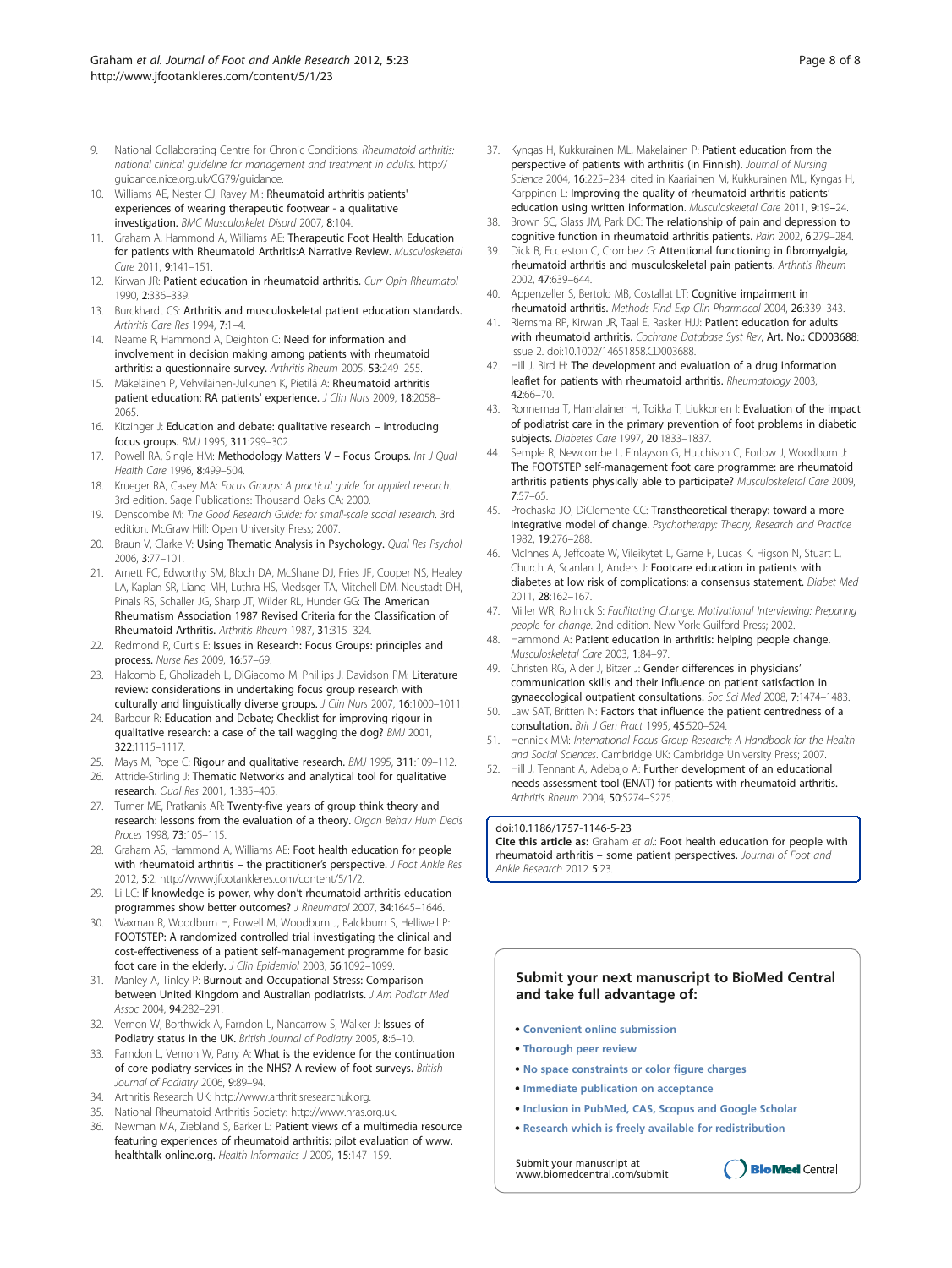9. National Collaborating Centre for Chronic Conditions: *Rheumatoid arthritis: national clinical guideline for management and treatment in adults*. http://guidance.nice.org.uk/CG79/guidance.
10. Williams AE, Nester CJ, Ravey MI: **Rheumatoid arthritis patients' experiences of wearing therapeutic footwear - a qualitative investigation.** *BMC Musculoskelet Disord* 2007, **8**:104.
11. Graham A, Hammond A, Williams AE: **Therapeutic Foot Health Education for patients with Rheumatoid Arthritis:A Narrative Review.** *Musculoskeletal Care* 2011, **9**:141–151.
12. Kirwan JR: **Patient education in rheumatoid arthritis.** *Curr Opin Rheumatol* 1990, **2**:336–339.
13. Burckhardt CS: **Arthritis and musculoskeletal patient education standards.** *Arthritis Care Res* 1994, **7**:1–4.
14. Neame R, Hammond A, Deighton C: **Need for information and involvement in decision making among patients with rheumatoid arthritis: a questionnaire survey.** *Arthritis Rheum* 2005, **53**:249–255.
15. Mäkeläinen P, Vehviläinen-Julkunen K, Pietilä A: **Rheumatoid arthritis patient education: RA patients' experience.** *J Clin Nurs* 2009, **18**:2058–2065.
16. Kitzinger J: **Education and debate: qualitative research – introducing focus groups.** *BMJ* 1995, **311**:299–302.
17. Powell RA, Single HM: **Methodology Matters V – Focus Groups.** *Int J Qual Health Care* 1996, **8**:499–504.
18. Krueger RA, Casey MA: *Focus Groups: A practical guide for applied research*. 3rd edition. Sage Publications: Thousand Oaks CA; 2000.
19. Denscombe M: *The Good Research Guide: for small-scale social research*. 3rd edition. McGraw Hill: Open University Press; 2007.
20. Braun V, Clarke V: **Using Thematic Analysis in Psychology.** *Qual Res Psychol* 2006, **3**:77–101.
21. Arnett FC, Edworthy SM, Bloch DA, McShane DJ, Fries JF, Cooper NS, Healey LA, Kaplan SR, Liang MH, Luthra HS, Medsger TA, Mitchell DM, Neustadt DH, Pinals RS, Schaller JG, Sharp JT, Wilder RL, Hunder GG: **The American Rheumatism Association 1987 Revised Criteria for the Classification of Rheumatoid Arthritis.** *Arthritis Rheum* 1987, **31**:315–324.
22. Redmond R, Curtis E: **Issues in Research: Focus Groups: principles and process.** *Nurse Res* 2009, **16**:57–69.
23. Halcomb E, Gholizadeh L, DiGiacomo M, Phillips J, Davidson PM: **Literature review: considerations in undertaking focus group research with culturally and linguistically diverse groups.** *J Clin Nurs* 2007, **16**:1000–1011.
24. Barbour R: **Education and Debate; Checklist for improving rigour in qualitative research: a case of the tail wagging the dog?** *BMJ* 2001, **322**:1115–1117.
25. Mays M, Pope C: **Rigour and qualitative research.** *BMJ* 1995, **311**:109–112.
26. Attride-Stirling J: **Thematic Networks and analytical tool for qualitative research.** *Qual Res* 2001, **1**:385–405.
27. Turner ME, Pratkanis AR: **Twenty-five years of group think theory and research: lessons from the evaluation of a theory.** *Organ Behav Hum Decis Proces* 1998, **73**:105–115.
28. Graham AS, Hammond A, Williams AE: **Foot health education for people with rheumatoid arthritis – the practitioner's perspective.** *J Foot Ankle Res* 2012, **5**:2. http://www.jfootankleres.com/content/5/1/2.
29. Li LC: **If knowledge is power, why don't rheumatoid arthritis education programmes show better outcomes?** *J Rheumatol* 2007, **34**:1645–1646.
30. Waxman R, Woodburn H, Powell M, Woodburn J, Balckburn S, Helliwell P: **FOOTSTEP: A randomized controlled trial investigating the clinical and cost-effectiveness of a patient self-management programme for basic foot care in the elderly.** *J Clin Epidemiol* 2003, **56**:1092–1099.
31. Manley A, Tinley P: **Burnout and Occupational Stress: Comparison between United Kingdom and Australian podiatrists.** *J Am Podiatr Med Assoc* 2004, **94**:282–291.
32. Vernon W, Borthwick A, Farndon L, Nancarrow S, Walker J: **Issues of Podiatry status in the UK.** *British Journal of Podiatry* 2005, **8**:6–10.
33. Farndon L, Vernon W, Parry A: **What is the evidence for the continuation of core podiatry services in the NHS? A review of foot surveys.** *British Journal of Podiatry* 2006, **9**:89–94.
34. Arthritis Research UK: http://www.arthritisresearchuk.org.
35. National Rheumatoid Arthritis Society: http://www.nras.org.uk.
36. Newman MA, Ziebland S, Barker L: **Patient views of a multimedia resource featuring experiences of rheumatoid arthritis: pilot evaluation of www.healthtalk online.org.** *Health Informatics J* 2009, **15**:147–159.
37. Kyngas H, Kukkurainen ML, Makelainen P: **Patient education from the perspective of patients with arthritis (in Finnish).** *Journal of Nursing Science* 2004, **16**:225–234. cited in Kaariainen M, Kukkurainen ML, Kyngas H, Karppinen L: **Improving the quality of rheumatoid arthritis patients' education using written information**. *Musculoskeletal Care* 2011, **9**:19–24.
38. Brown SC, Glass JM, Park DC: **The relationship of pain and depression to cognitive function in rheumatoid arthritis patients.** *Pain* 2002, **6**:279–284.
39. Dick B, Eccleston C, Crombez G: **Attentional functioning in fibromyalgia, rheumatoid arthritis and musculoskeletal pain patients.** *Arthritis Rheum* 2002, **47**:639–644.
40. Appenzeller S, Bertolo MB, Costallat LT: **Cognitive impairment in rheumatoid arthritis.** *Methods Find Exp Clin Pharmacol* 2004, **26**:339–343.
41. Riemsma RP, Kirwan JR, Taal E, Rasker HJJ: **Patient education for adults with rheumatoid arthritis.** *Cochrane Database Syst Rev*, Art. No.: CD003688: Issue 2. doi:10.1002/14651858.CD003688.
42. Hill J, Bird H: **The development and evaluation of a drug information leaflet for patients with rheumatoid arthritis.** *Rheumatology* 2003, **42**:66–70.
43. Ronnemaa T, Hamalainen H, Toikka T, Liukkonen I: **Evaluation of the impact of podiatrist care in the primary prevention of foot problems in diabetic subjects.** *Diabetes Care* 1997, **20**:1833–1837.
44. Semple R, Newcombe L, Finlayson G, Hutchison C, Forlow J, Woodburn J: **The FOOTSTEP self-management foot care programme: are rheumatoid arthritis patients physically able to participate?** *Musculoskeletal Care* 2009, **7**:57–65.
45. Prochaska JO, DiClemente CC: **Transtheoretical therapy: toward a more integrative model of change.** *Psychotherapy: Theory, Research and Practice* 1982, **19**:276–288.
46. McInnes A, Jeffcoate W, Vileikytet L, Game F, Lucas K, Higson N, Stuart L, Church A, Scanlan J, Anders J: **Footcare education in patients with diabetes at low risk of complications: a consensus statement.** *Diabet Med* 2011, **28**:162–167.
47. Miller WR, Rollnick S: *Facilitating Change. Motivational Interviewing: Preparing people for change*. 2nd edition. New York: Guilford Press; 2002.
48. Hammond A: **Patient education in arthritis: helping people change.** *Musculoskeletal Care* 2003, **1**:84–97.
49. Christen RG, Alder J, Bitzer J: **Gender differences in physicians' communication skills and their influence on patient satisfaction in gynaecological outpatient consultations.** *Soc Sci Med* 2008, **7**:1474–1483.
50. Law SAT, Britten N: **Factors that influence the patient centredness of a consultation.** *Brit J Gen Pract* 1995, **45**:520–524.
51. Hennick MM: *International Focus Group Research; A Handbook for the Health and Social Sciences*. Cambridge UK: Cambridge University Press; 2007.
52. Hill J, Tennant A, Adebajo A: **Further development of an educational needs assessment tool (ENAT) for patients with rheumatoid arthritis.** *Arthritis Rheum* 2004, **50**:S274–S275.

doi:10.1186/1757-1146-5-23

**Cite this article as:** Graham *et al.*: Foot health education for people with rheumatoid arthritis – some patient perspectives. *Journal of Foot and Ankle Research* 2012 **5**:23.

**Submit your next manuscript to BioMed Central and take full advantage of:**

- **Convenient online submission**
- **Thorough peer review**
- **No space constraints or color figure charges**
- **Immediate publication on acceptance**
- **Inclusion in PubMed, CAS, Scopus and Google Scholar**
- **Research which is freely available for redistribution**

Submit your manuscript at www.biomedcentral.com/submit

BioMed Central